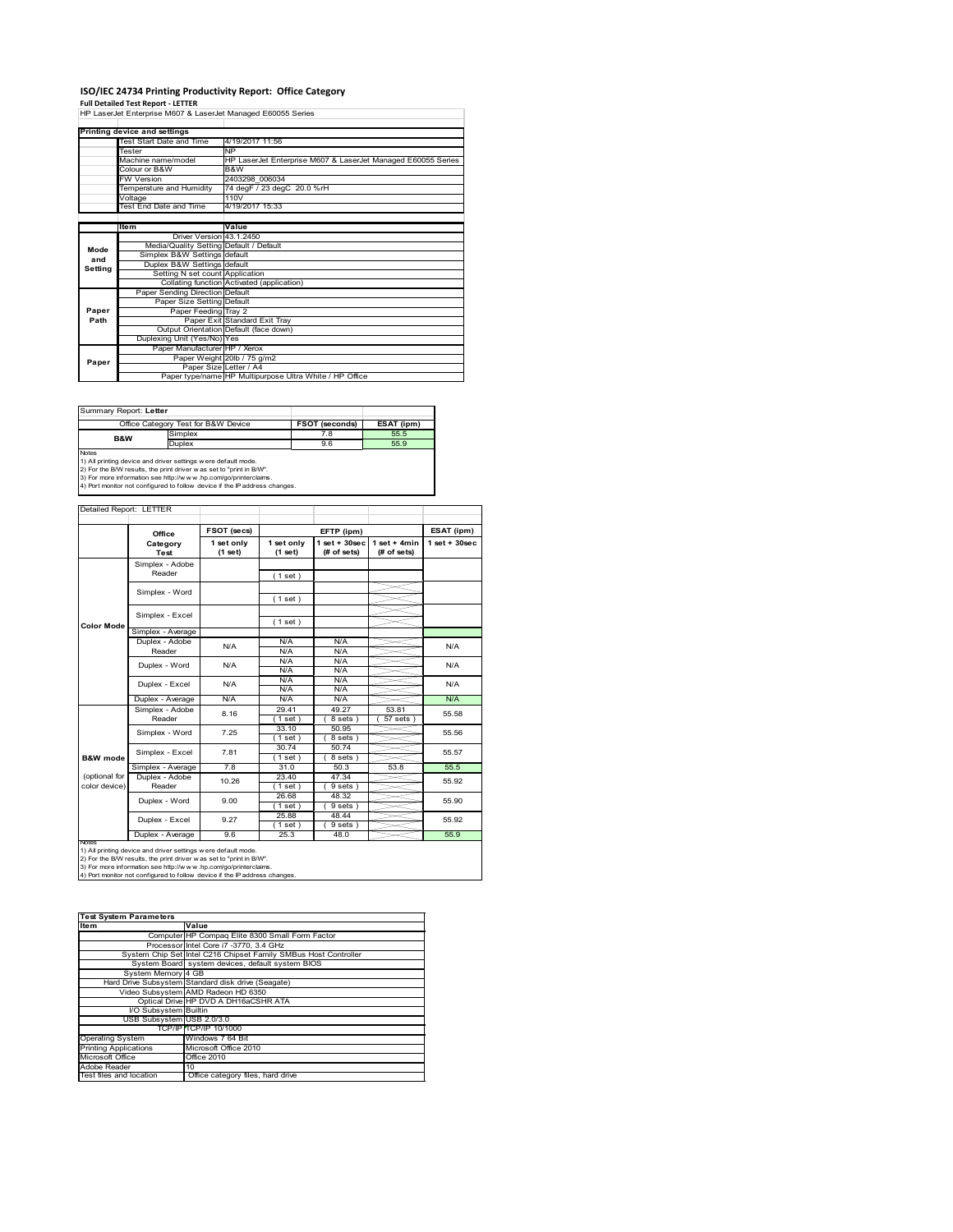# ISO/IEC 24734 Printing Productivity Report: Office Category

**Full Detailed Test Report - LETTER**

HP LaserJet Enterprise M607 & LaserJet Managed E60055 Series

| Printing device and settings | |
|---|---|
| Test Start Date and Time | 4/19/2017 11:56 |
| Tester | NP |
| Machine name/model | HP LaserJet Enterprise M607 & LaserJet Managed E60055 Series |
| Colour or B&W | B&W |
| FW Version | 2403298_006034 |
| Temperature and Humidity | 74 degF / 23 degC 20.0 %rH |
| Voltage | 110V |
| Test End Date and Time | 4/19/2017 15:33 |

| | Item | Value |
|---|---|---|
| Mode and Setting | Driver Version | 43.1.2450 |
| | Media/Quality Setting | Default / Default |
| | Simplex B&W Settings | default |
| | Duplex B&W Settings | default |
| | Setting N set count | Application |
| | Collating function | Activated (application) |
| Paper Path | Paper Sending Direction | Default |
| | Paper Size Setting | Default |
| | Paper Feeding | Tray 2 |
| | Paper Exit | Standard Exit Tray |
| | Output Orientation | Default (face down) |
| | Duplexing Unit (Yes/No) | Yes |
| Paper | Paper Manufacturer | HP / Xerox |
| | Paper Weight | 20lb / 75 g/m2 |
| | Paper Size | Letter / A4 |
| | Paper type/name | HP Multipurpose Ultra White / HP Office |

Summary Report: **Letter**

| Office Category Test for B&W Device | | FSOT (seconds) | ESAT (ipm) |
|---|---|---|---|
| B&W | Simplex | 7.8 | 55.5 |
| | Duplex | 9.6 | 55.9 |

Notes
1) All printing device and driver settings were default mode.
2) For the B/W results, the print driver was set to "print in B/W".
3) For more information see http://www.hp.com/go/printerclaims.
4) Port monitor not configured to follow device if the IP address changes.

Detailed Report: LETTER

| | Office Category Test | FSOT (secs) 1 set only (1 set) | EFTP (ipm) 1 set only (1 set) | EFTP (ipm) 1 set + 30sec (# of sets) | EFTP (ipm) 1 set + 4min (# of sets) | ESAT (ipm) 1 set + 30sec |
|---|---|---|---|---|---|---|
| Color Mode | Simplex - Adobe Reader | | (1 set) | | | |
| | Simplex - Word | | (1 set) | | | |
| | Simplex - Excel | | (1 set) | | | |
| | Simplex - Average | | | | | |
| | Duplex - Adobe Reader | N/A | N/A<br>N/A | N/A<br>N/A | | N/A |
| | Duplex - Word | N/A | N/A<br>N/A | N/A<br>N/A | | N/A |
| | Duplex - Excel | N/A | N/A<br>N/A | N/A<br>N/A | | N/A |
| | Duplex - Average | N/A | N/A | N/A | | N/A |
| B&W mode (optional for color device) | Simplex - Adobe Reader | 8.16 | 29.41<br>(1 set) | 49.27<br>(8 sets) | 53.81<br>(57 sets) | 55.58 |
| | Simplex - Word | 7.25 | 33.10<br>(1 set) | 50.95<br>(8 sets) | | 55.56 |
| | Simplex - Excel | 7.81 | 30.74<br>(1 set) | 50.74<br>(8 sets) | | 55.57 |
| | Simplex - Average | 7.8 | 31.0 | 50.3 | 53.8 | 55.5 |
| | Duplex - Adobe Reader | 10.26 | 23.40<br>(1 set) | 47.34<br>(9 sets) | | 55.92 |
| | Duplex - Word | 9.00 | 26.68<br>(1 set) | 48.32<br>(9 sets) | | 55.90 |
| | Duplex - Excel | 9.27 | 25.88<br>(1 set) | 48.44<br>(9 sets) | | 55.92 |
| | Duplex - Average | 9.6 | 25.3 | 48.0 | | 55.9 |

Notes
1) All printing device and driver settings were default mode.
2) For the B/W results, the print driver was set to "print in B/W".
3) For more information see http://www.hp.com/go/printerclaims.
4) Port monitor not configured to follow device if the IP address changes.

| Test System Parameters | |
|---|---|
| **Item** | **Value** |
| Computer | HP Compaq Elite 8300 Small Form Factor |
| Processor | Intel Core i7 -3770, 3.4 GHz |
| System Chip Set | Intel C216 Chipset Family SMBus Host Controller |
| System Board | system devices, default system BIOS |
| System Memory | 4 GB |
| Hard Drive Subsystem | Standard disk drive (Seagate) |
| Video Subsystem | AMD Radeon HD 6350 |
| Optical Drive | HP DVD A DH16aCSHR ATA |
| I/O Subsystem | Builtin |
| USB Subsystem | USB 2.0/3.0 |
| TCP/IP | TCP/IP 10/1000 |
| Operating System | Windows 7 64 Bit |
| Printing Applications | Microsoft Office 2010 |
| Microsoft Office | Office 2010 |
| Adobe Reader | 10 |
| Test files and location | Office category files, hard drive |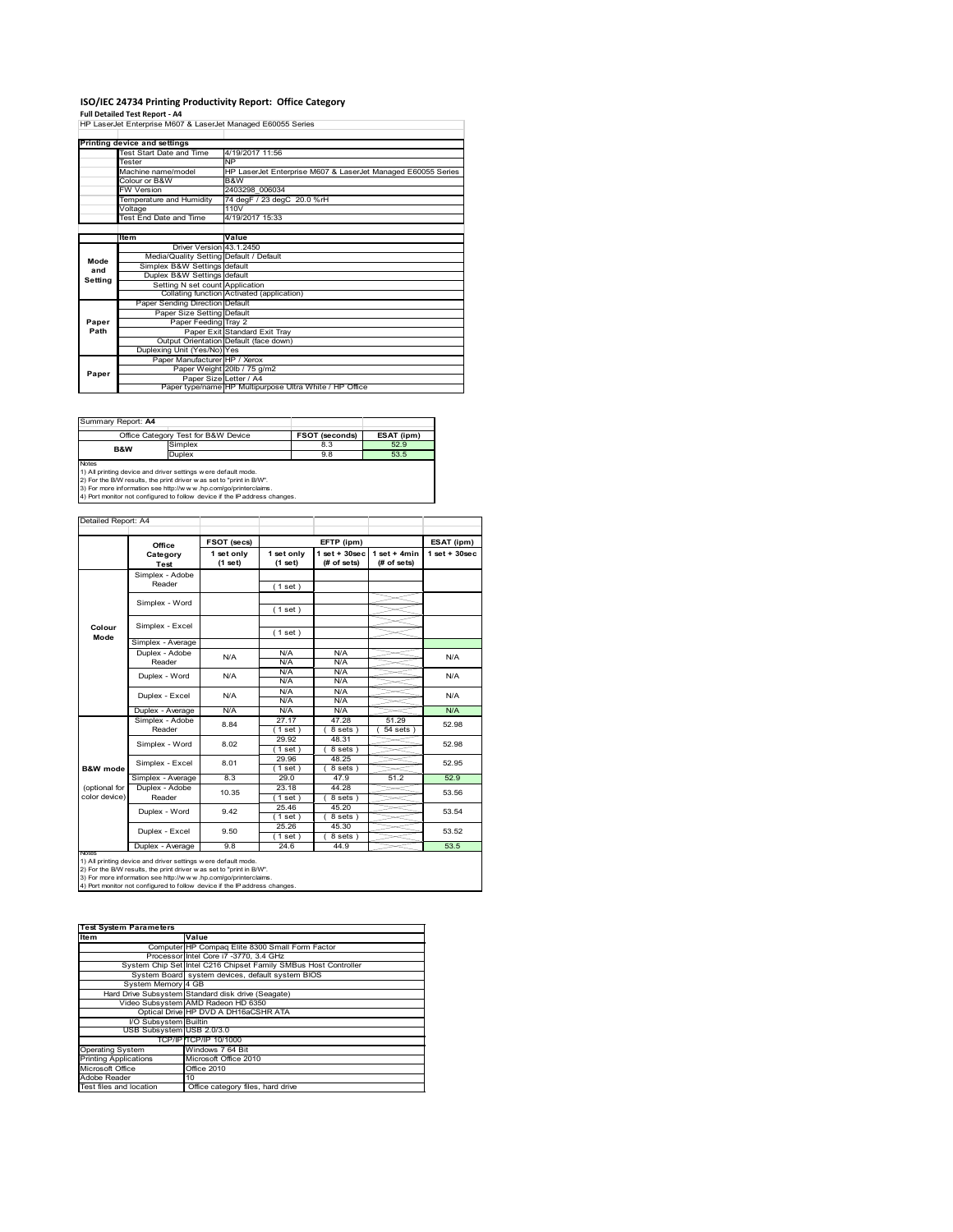# ISO/IEC 24734 Printing Productivity Report: Office Category

**Full Detailed Test Report - A4**

HP LaserJet Enterprise M607 & LaserJet Managed E60055 Series

| Printing device and settings | |
|---|---|
| Test Start Date and Time | 4/19/2017 11:56 |
| Tester | NP |
| Machine name/model | HP LaserJet Enterprise M607 & LaserJet Managed E60055 Series |
| Colour or B&W | B&W |
| FW Version | 2403298_006034 |
| Temperature and Humidity | 74 degF / 23 degC 20.0 %rH |
| Voltage | 110V |
| Test End Date and Time | 4/19/2017 15:33 |

| | Item | Value |
|---|---|---|
| Mode and Setting | Driver Version | 43.1.2450 |
| | Media/Quality Setting | Default / Default |
| | Simplex B&W Settings | default |
| | Duplex B&W Settings | default |
| | Setting N set count | Application |
| | Collating function | Activated (application) |
| Paper Path | Paper Sending Direction | Default |
| | Paper Size Setting | Default |
| | Paper Feeding | Tray 2 |
| | Paper Exit | Standard Exit Tray |
| | Output Orientation | Default (face down) |
| | Duplexing Unit (Yes/No) | Yes |
| Paper | Paper Manufacturer | HP / Xerox |
| | Paper Weight | 20lb / 75 g/m2 |
| | Paper Size | Letter / A4 |
| | Paper type/name | HP Multipurpose Ultra White / HP Office |

Summary Report: **A4**

| Office Category Test for B&W Device | | FSOT (seconds) | ESAT (ipm) |
|---|---|---|---|
| **B&W** | Simplex | 8.3 | 52.9 |
| | Duplex | 9.8 | 53.5 |

Notes
1) All printing device and driver settings were default mode.
2) For the B/W results, the print driver was set to "print in B/W".
3) For more information see http://www.hp.com/go/printerclaims.
4) Port monitor not configured to follow device if the IP address changes.

Detailed Report: A4

| | Office Category Test | FSOT (secs) 1 set only (1 set) | EFTP (ipm) 1 set only (1 set) | EFTP (ipm) 1 set + 30sec (# of sets) | EFTP (ipm) 1 set + 4min (# of sets) | ESAT (ipm) 1 set + 30sec |
|---|---|---|---|---|---|---|
| Colour Mode | Simplex - Adobe Reader | | (1 set) | | | |
| | Simplex - Word | | (1 set) | | | |
| | Simplex - Excel | | (1 set) | | | |
| | Simplex - Average | | | | | |
| | Duplex - Adobe Reader | N/A | N/A N/A | N/A N/A | | N/A |
| | Duplex - Word | N/A | N/A N/A | N/A N/A | | N/A |
| | Duplex - Excel | N/A | N/A N/A | N/A N/A | | N/A |
| | Duplex - Average | N/A | N/A | N/A | | N/A |
| B&W mode (optional for color device) | Simplex - Adobe Reader | 8.84 | 27.17 (1 set) | 47.28 (8 sets) | 51.29 (54 sets) | 52.98 |
| | Simplex - Word | 8.02 | 29.92 (1 set) | 48.31 (8 sets) | | 52.98 |
| | Simplex - Excel | 8.01 | 29.96 (1 set) | 48.25 (8 sets) | | 52.95 |
| | Simplex - Average | 8.3 | 29.0 | 47.9 | 51.2 | 52.9 |
| | Duplex - Adobe Reader | 10.35 | 23.18 (1 set) | 44.28 (8 sets) | | 53.56 |
| | Duplex - Word | 9.42 | 25.46 (1 set) | 45.20 (8 sets) | | 53.54 |
| | Duplex - Excel | 9.50 | 25.26 (1 set) | 45.30 (8 sets) | | 53.52 |
| | Duplex - Average | 9.8 | 24.6 | 44.9 | | 53.5 |

Notes
1) All printing device and driver settings were default mode.
2) For the B/W results, the print driver was set to "print in B/W".
3) For more information see http://www.hp.com/go/printerclaims.
4) Port monitor not configured to follow device if the IP address changes.

| Test System Parameters | |
|---|---|
| **Item** | **Value** |
| Computer | HP Compaq Elite 8300 Small Form Factor |
| Processor | Intel Core i7 -3770, 3.4 GHz |
| System Chip Set | Intel C216 Chipset Family SMBus Host Controller |
| System Board | system devices, default system BIOS |
| System Memory | 4 GB |
| Hard Drive Subsystem | Standard disk drive (Seagate) |
| Video Subsystem | AMD Radeon HD 6350 |
| Optical Drive | HP DVD A DH16aCSHR ATA |
| I/O Subsystem | Builtin |
| USB Subsystem | USB 2.0/3.0 |
| TCP/IP | TCP/IP 10/1000 |
| Operating System | Windows 7 64 Bit |
| Printing Applications | Microsoft Office 2010 |
| Microsoft Office | Office 2010 |
| Adobe Reader | 10 |
| Test files and location | Office category files, hard drive |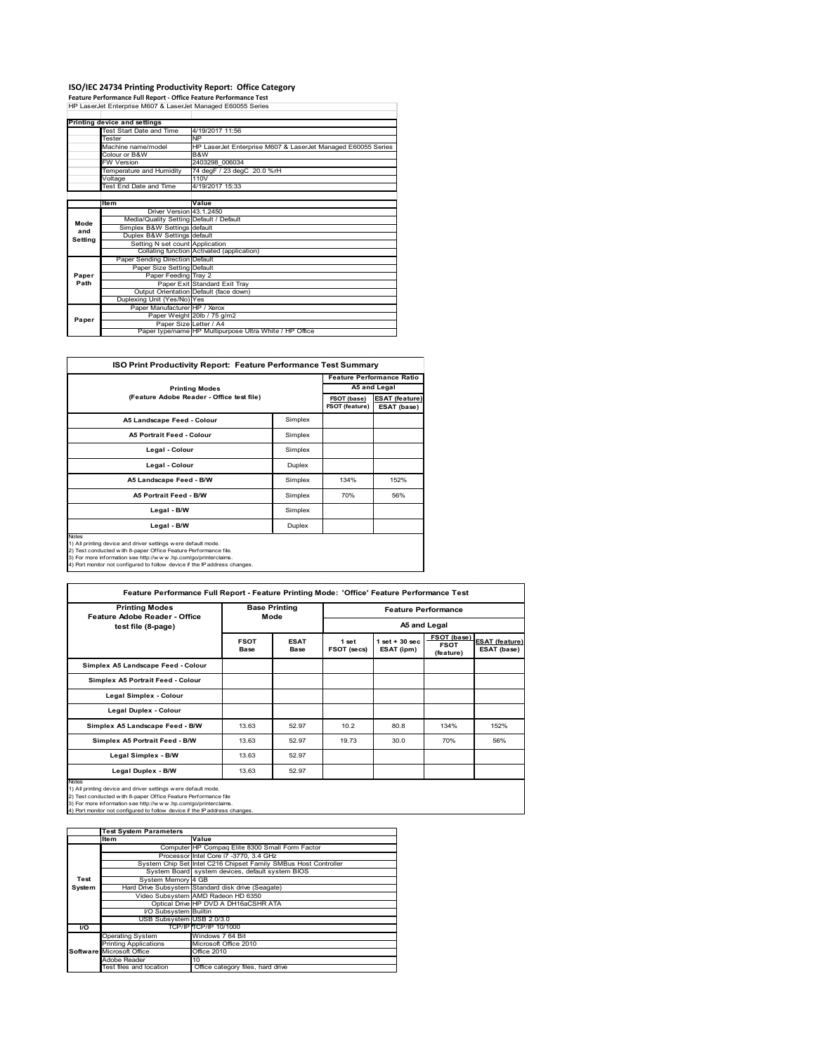# ISO/IEC 24734 Printing Productivity Report: Office Category

**Feature Performance Full Report - Office Feature Performance Test**

HP LaserJet Enterprise M607 & LaserJet Managed E60055 Series

| Printing device and settings | | |
|---|---|---|
| | Test Start Date and Time | 4/19/2017 11:56 |
| | Tester | NP |
| | Machine name/model | HP LaserJet Enterprise M607 & LaserJet Managed E60055 Series |
| | Colour or B&W | B&W |
| | FW Version | 2403298_006034 |
| | Temperature and Humidity | 74 degF / 23 degC 20.0 %rH |
| | Voltage | 110V |
| | Test End Date and Time | 4/19/2017 15:33 |

| | Item | Value |
|---|---|---|
| Mode and Setting | Driver Version | 43.1.2450 |
| | Media/Quality Setting | Default / Default |
| | Simplex B&W Settings | default |
| | Duplex B&W Settings | default |
| | Setting N set count | Application |
| | Collating function | Activated (application) |
| Paper Path | Paper Sending Direction | Default |
| | Paper Size Setting | Default |
| | Paper Feeding | Tray 2 |
| | Paper Exit | Standard Exit Tray |
| | Output Orientation | Default (face down) |
| | Duplexing Unit (Yes/No) | Yes |
| Paper | Paper Manufacturer | HP / Xerox |
| | Paper Weight | 20lb / 75 g/m2 |
| | Paper Size | Letter / A4 |
| | Paper type/name | HP Multipurpose Ultra White / HP Office |

## ISO Print Productivity Report: Feature Performance Test Summary

| Printing Modes (Feature Adobe Reader - Office test file) | | Feature Performance Ratio A5 and Legal FSOT (base) / FSOT (feature) | ESAT (feature) / ESAT (base) |
|---|---|---|---|
| A5 Landscape Feed - Colour | Simplex | | |
| A5 Portrait Feed - Colour | Simplex | | |
| Legal - Colour | Simplex | | |
| Legal - Colour | Duplex | | |
| A5 Landscape Feed - B/W | Simplex | 134% | 152% |
| A5 Portrait Feed - B/W | Simplex | 70% | 56% |
| Legal - B/W | Simplex | | |
| Legal - B/W | Duplex | | |

Notes
1) All printing device and driver settings were default mode.
2) Test conducted with 8-paper Office Feature Performance file.
3) For more information see http://www.hp.com/go/printerclaims.
4) Port monitor not configured to follow device if the IP address changes.

## Feature Performance Full Report - Feature Printing Mode: 'Office' Feature Performance Test

| Printing Modes Feature Adobe Reader - Office test file (8-page) | Base Printing Mode | | Feature Performance A5 and Legal | | | |
|---|---|---|---|---|---|---|
| | FSOT Base | ESAT Base | 1 set FSOT (secs) | 1 set + 30 sec ESAT (ipm) | FSOT (base) / FSOT (feature) | ESAT (feature) / ESAT (base) |
| Simplex A5 Landscape Feed - Colour | | | | | | |
| Simplex A5 Portrait Feed - Colour | | | | | | |
| Legal Simplex - Colour | | | | | | |
| Legal Duplex - Colour | | | | | | |
| Simplex A5 Landscape Feed - B/W | 13.63 | 52.97 | 10.2 | 80.8 | 134% | 152% |
| Simplex A5 Portrait Feed - B/W | 13.63 | 52.97 | 19.73 | 30.0 | 70% | 56% |
| Legal Simplex - B/W | 13.63 | 52.97 | | | | |
| Legal Duplex - B/W | 13.63 | 52.97 | | | | |

Notes
1) All printing device and driver settings were default mode.
2) Test conducted with 8-paper Office Feature Performance file
3) For more information see http://www.hp.com/go/printerclaims.
4) Port monitor not configured to follow device if the IP address changes.

| | Test System Parameters | |
|---|---|---|
| | Item | Value |
| Test System | Computer | HP Compaq Elite 8300 Small Form Factor |
| | Processor | Intel Core i7 -3770, 3.4 GHz |
| | System Chip Set | Intel C216 Chipset Family SMBus Host Controller |
| | System Board | system devices, default system BIOS |
| | System Memory | 4 GB |
| | Hard Drive Subsystem | Standard disk drive (Seagate) |
| | Video Subsystem | AMD Radeon HD 6350 |
| | Optical Drive | HP DVD A DH16aCSHR ATA |
| | I/O Subsystem | Builtin |
| | USB Subsystem | USB 2.0/3.0 |
| I/O | TCP/IP | TCP/IP 10/1000 |
| Software | Operating System | Windows 7 64 Bit |
| | Printing Applications | Microsoft Office 2010 |
| | Microsoft Office | Office 2010 |
| | Adobe Reader | 10 |
| | Test files and location | Office category files, hard drive |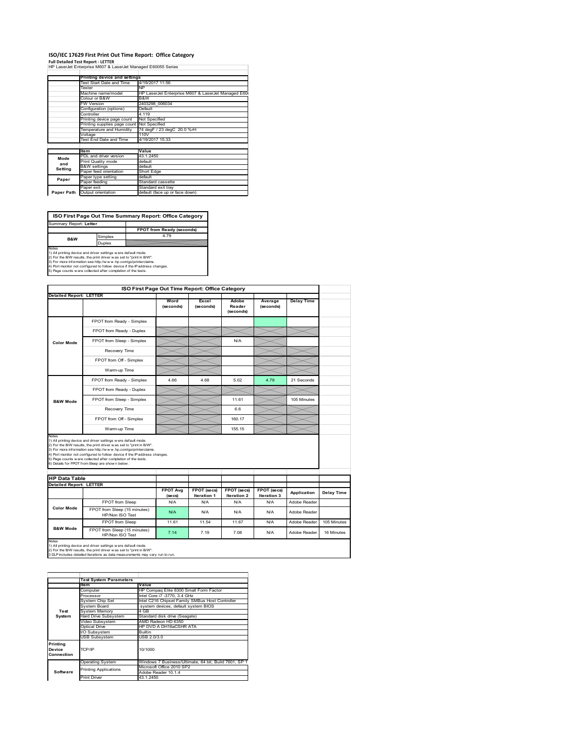# ISO/IEC 17629 First Print Out Time Report: Office Category

**Full Detailed Test Report - LETTER**

HP LaserJet Enterprise M607 & LaserJet Managed E60055 Series

| | Printing device and settings | |
|---|---|---|
| | Test Start Date and Time | 4/19/2017 11:56 |
| | Tester | NP |
| | Machine name/model | HP LaserJet Enterprise M607 & LaserJet Managed E600 |
| | Colour or B&W | B&W |
| | FW Version | 2403298_006034 |
| | Configuration (options) | Default |
| | Controller | 4.119 |
| | Printing device page count | Not Specified |
| | Printing supplies page count | Not Specified |
| | Temperature and Humidity | 74 degF / 23 degC 20.0 %rH |
| | Voltage | 110V |
| | Test End Date and Time | 4/19/2017 15:33 |

| | Item | Value |
|---|---|---|
| Mode and Setting | PDL and driver version | 43.1.2450 |
| | Print Quality mode | default |
| | B&W settings | default |
| | Paper feed orientation | Short Edge |
| Paper | Paper type setting | default |
| | Paper feeding | Standard cassette |
| | Paper exit | Standard exit tray |
| Paper Path | Output orientation | default (face up or face down) |

| ISO First Page Out Time Summary Report: Office Category | | |
|---|---|---|
| Summary Report: **Letter** | | |
| | | FPOT from Ready (seconds) |
| B&W | Simplex | 4.79 |
| | Duplex | |

Notes
1) All printing device and driver settings were default mode.
2) For the B/W results, the print driver was set to "print in B/W".
3) For more information see http://www.hp.com/go/printerclaims.
4) Port monitor not configured to follow device if the IP address changes.
5) Page counts were collected after completion of the tests.

| ISO First Page Out Time Report: Office Category | | | | | | |
|---|---|---|---|---|---|---|
| **Detailed Report: LETTER** | | Word (seconds) | Excel (seconds) | Adobe Reader (seconds) | Average (seconds) | Delay Time |
| Color Mode | FPOT from Ready - Simplex | | | | | |
| | FPOT from Ready - Duplex | | | | | |
| | FPOT from Sleep - Simplex | | | N/A | | |
| | Recovery Time | | | | | |
| | FPOT from Off - Simplex | | | | | |
| | Warm-up Time | | | | | |
| B&W Mode | FPOT from Ready - Simplex | 4.66 | 4.68 | 5.02 | 4.79 | 21 Seconds |
| | FPOT from Ready - Duplex | | | | | |
| | FPOT from Sleep - Simplex | | | 11.61 | | 105 Minutes |
| | Recovery Time | | | 6.6 | | |
| | FPOT from Off - Simplex | | | 160.17 | | |
| | Warm-up Time | | | 155.15 | | |

Notes
1) All printing device and driver settings were default mode.
2) For the B/W results, the print driver was set to "print in B/W".
3) For more information see http://www.hp.com/go/printerclaims.
4) Port monitor not configured to follow device if the IP address changes.
5) Page counts were collected after completion of the tests.
6) Details for FPOT from Sleep are shown below.

| HP Data Table | | | | | | | |
|---|---|---|---|---|---|---|---|
| **Detailed Report: LETTER** | | FPOT Avg (secs) | FPOT (secs) Iteration 1 | FPOT (secs) Iteration 2 | FPOT (secs) Iteration 3 | Application | Delay Time |
| Color Mode | FPOT from Sleep | N/A | N/A | N/A | N/A | Adobe Reader | |
| | FPOT from Sleep (15 minutes) HP/Non ISO Test | N/A | N/A | N/A | N/A | Adobe Reader | |
| B&W Mode | FPOT from Sleep | 11.61 | 11.54 | 11.67 | N/A | Adobe Reader | 105 Minutes |
| | FPOT from Sleep (15 minutes) HP/Non ISO Test | 7.14 | 7.19 | 7.08 | N/A | Adobe Reader | 16 Minutes |

Notes
1) All printing device and driver settings were default mode.
2) For the B/W results, the print driver was set to "print in B/W".
3 DLP includes detailed iterations as data measurements may vary run to run.

| | Test System Parameters | |
|---|---|---|
| | Item | Value |
| Test System | Computer | HP Compaq Elite 8300 Small Form Factor |
| | Processor | Intel Core i7 -3770, 3.4 GHz |
| | System Chip Set | Intel C216 Chipset Family SMBus Host Controller |
| | System Board | system devices, default system BIOS |
| | System Memory | 4 GB |
| | Hard Drive Subsystem | Standard disk drive (Seagate) |
| | Video Subsystem | AMD Radeon HD 6350 |
| | Optical Drive | HP DVD A DH16aCSHR ATA |
| | I/O Subsystem | Builtin |
| | USB Subsystem | USB 2.0/3.0 |
| Printing Device Connection | TCP/IP | 10/1000 |
| Software | Operating System | Windows 7 Business/Ultimate, 64 bit, Build 7601, SP 1 |
| | Printing Applications | Microsoft Office 2010 SP2 |
| | | Adobe Reader 10.1.4 |
| | Print Driver | 43.1.2450 |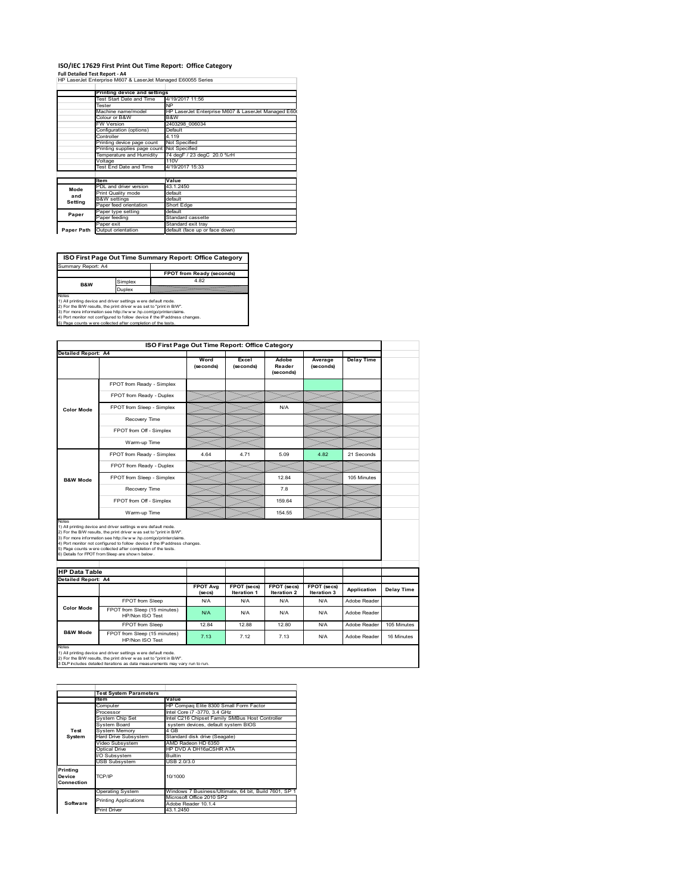# ISO/IEC 17629 First Print Out Time Report: Office Category

**Full Detailed Test Report - A4**

HP LaserJet Enterprise M607 & LaserJet Managed E60055 Series

| | Printing device and settings | |
|---|---|---|
| | Test Start Date and Time | 4/19/2017 11:56 |
| | Tester | NP |
| | Machine name/model | HP LaserJet Enterprise M607 & LaserJet Managed E600 |
| | Colour or B&W | B&W |
| | FW Version | 2403298_006034 |
| | Configuration (options) | Default |
| | Controller | 4.119 |
| | Printing device page count | Not Specified |
| | Printing supplies page count | Not Specified |
| | Temperature and Humidity | 74 degF / 23 degC 20.0 %rH |
| | Voltage | 110V |
| | Test End Date and Time | 4/19/2017 15:33 |

| | Item | Value |
|---|---|---|
| Mode and Setting | PDL and driver version | 43.1.2450 |
| | Print Quality mode | default |
| | B&W settings | default |
| | Paper feed orientation | Short Edge |
| Paper | Paper type setting | default |
| | Paper feeding | Standard cassette |
| | Paper exit | Standard exit tray |
| Paper Path | Output orientation | default (face up or face down) |

## ISO First Page Out Time Summary Report: Office Category

| Summary Report: A4 | | |
|---|---|---|
| | | FPOT from Ready (seconds) |
| B&W | Simplex | 4.82 |
| | Duplex | |

Notes
1) All printing device and driver settings were default mode.
2) For the B/W results, the print driver was set to "print in B/W".
3) For more information see http://www.hp.com/go/printerclaims.
4) Port monitor not configured to follow device if the IP address changes.
5) Page counts were collected after completion of the tests.

## ISO First Page Out Time Report: Office Category

| Detailed Report: A4 | | Word (seconds) | Excel (seconds) | Adobe Reader (seconds) | Average (seconds) | Delay Time |
|---|---|---|---|---|---|---|
| Color Mode | FPOT from Ready - Simplex | | | | | |
| | FPOT from Ready - Duplex | | | | | |
| | FPOT from Sleep - Simplex | | | N/A | | |
| | Recovery Time | | | | | |
| | FPOT from Off - Simplex | | | | | |
| | Warm-up Time | | | | | |
| B&W Mode | FPOT from Ready - Simplex | 4.64 | 4.71 | 5.09 | 4.82 | 21 Seconds |
| | FPOT from Ready - Duplex | | | | | |
| | FPOT from Sleep - Simplex | | | 12.84 | | 105 Minutes |
| | Recovery Time | | | 7.8 | | |
| | FPOT from Off - Simplex | | | 159.64 | | |
| | Warm-up Time | | | 154.55 | | |

Notes
1) All printing device and driver settings were default mode.
2) For the B/W results, the print driver was set to "print in B/W".
3) For more information see http://www.hp.com/go/printerclaims.
4) Port monitor not configured to follow device if the IP address changes.
5) Page counts were collected after completion of the tests.
6) Details for FPOT from Sleep are shown below.

## HP Data Table

| Detailed Report: A4 | | FPOT Avg (secs) | FPOT (secs) Iteration 1 | FPOT (secs) Iteration 2 | FPOT (secs) Iteration 3 | Application | Delay Time |
|---|---|---|---|---|---|---|---|
| Color Mode | FPOT from Sleep | N/A | N/A | N/A | N/A | Adobe Reader | |
| | FPOT from Sleep (15 minutes) HP/Non ISO Test | N/A | N/A | N/A | N/A | Adobe Reader | |
| B&W Mode | FPOT from Sleep | 12.84 | 12.88 | 12.80 | N/A | Adobe Reader | 105 Minutes |
| | FPOT from Sleep (15 minutes) HP/Non ISO Test | 7.13 | 7.12 | 7.13 | N/A | Adobe Reader | 16 Minutes |

Notes
1) All printing device and driver settings were default mode.
2) For the B/W results, the print driver was set to "print in B/W".
3 DLP includes detailed iterations as data measurements may vary run to run.

| | Test System Parameters | |
|---|---|---|
| | Item | Value |
| Test System | Computer | HP Compaq Elite 8300 Small Form Factor |
| | Processor | Intel Core i7 -3770, 3.4 GHz |
| | System Chip Set | Intel C216 Chipset Family SMBus Host Controller |
| | System Board | system devices, default system BIOS |
| | System Memory | 4 GB |
| | Hard Drive Subsystem | Standard disk drive (Seagate) |
| | Video Subsystem | AMD Radeon HD 6350 |
| | Optical Drive | HP DVD A DH16aCSHR ATA |
| | I/O Subsystem | Builtin |
| | USB Subsystem | USB 2.0/3.0 |
| Printing Device Connection | TCP/IP | 10/1000 |
| Software | Operating System | Windows 7 Business/Ultimate, 64 bit, Build 7601, SP 1 |
| | Printing Applications | Microsoft Office 2010 SP2 |
| | | Adobe Reader 10.1.4 |
| | Print Driver | 43.1.2450 |